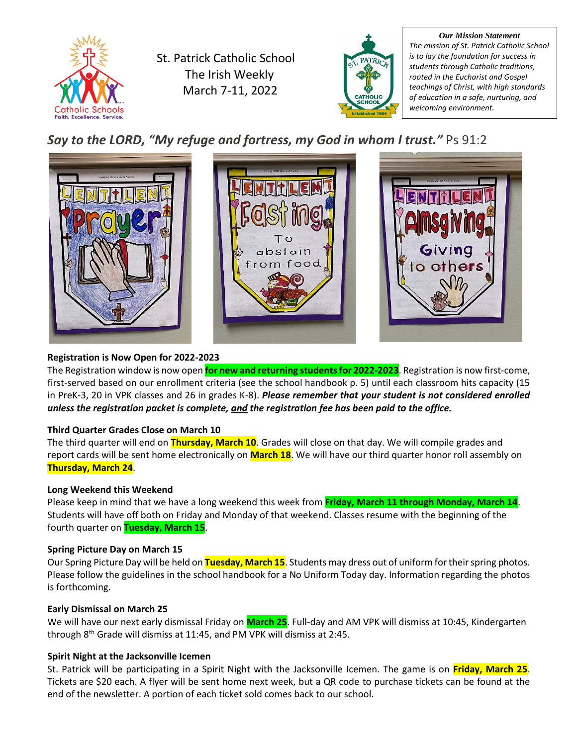St. Patrick Catholic School
The Irish Weekly
March 7-11, 2022

**Our Mission Statement**

*The mission of St. Patrick Catholic School is to lay the foundation for success in students through Catholic traditions, rooted in the Eucharist and Gospel teachings of Christ, with high standards of education in a safe, nurturing, and welcoming environment.*

## *Say to the LORD, "My refuge and fortress, my God in whom I trust."* Ps 91:2

### Registration is Now Open for 2022-2023

The Registration window is now open **for new and returning students for 2022-2023**. Registration is now first-come, first-served based on our enrollment criteria (see the school handbook p. 5) until each classroom hits capacity (15 in PreK-3, 20 in VPK classes and 26 in grades K-8). ***Please remember that your student is not considered enrolled unless the registration packet is complete, and the registration fee has been paid to the office.***

### Third Quarter Grades Close on March 10

The third quarter will end on **Thursday, March 10**. Grades will close on that day. We will compile grades and report cards will be sent home electronically on **March 18**. We will have our third quarter honor roll assembly on **Thursday, March 24**.

### Long Weekend this Weekend

Please keep in mind that we have a long weekend this week from **Friday, March 11 through Monday, March 14**. Students will have off both on Friday and Monday of that weekend. Classes resume with the beginning of the fourth quarter on **Tuesday, March 15**.

### Spring Picture Day on March 15

Our Spring Picture Day will be held on **Tuesday, March 15**. Students may dress out of uniform for their spring photos. Please follow the guidelines in the school handbook for a No Uniform Today day. Information regarding the photos is forthcoming.

### Early Dismissal on March 25

We will have our next early dismissal Friday on **March 25**. Full-day and AM VPK will dismiss at 10:45, Kindergarten through 8th Grade will dismiss at 11:45, and PM VPK will dismiss at 2:45.

### Spirit Night at the Jacksonville Icemen

St. Patrick will be participating in a Spirit Night with the Jacksonville Icemen. The game is on **Friday, March 25**. Tickets are $20 each. A flyer will be sent home next week, but a QR code to purchase tickets can be found at the end of the newsletter. A portion of each ticket sold comes back to our school.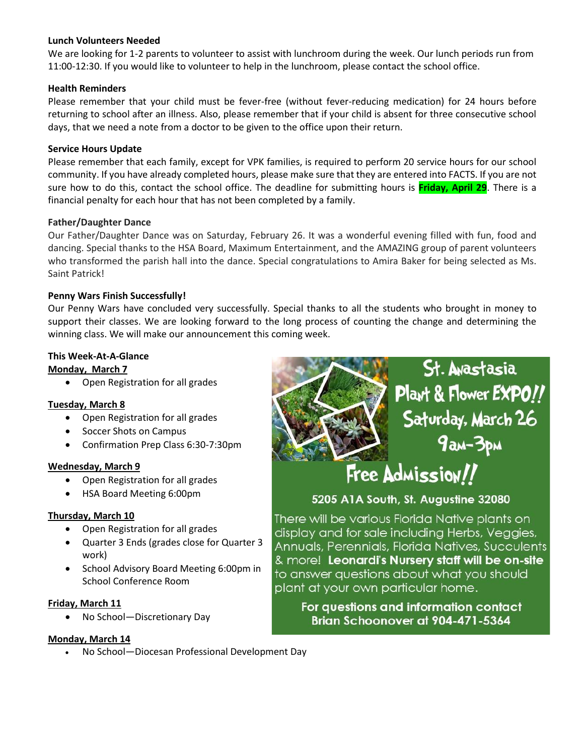**Lunch Volunteers Needed**

We are looking for 1-2 parents to volunteer to assist with lunchroom during the week. Our lunch periods run from 11:00-12:30. If you would like to volunteer to help in the lunchroom, please contact the school office.

**Health Reminders**

Please remember that your child must be fever-free (without fever-reducing medication) for 24 hours before returning to school after an illness. Also, please remember that if your child is absent for three consecutive school days, that we need a note from a doctor to be given to the office upon their return.

**Service Hours Update**

Please remember that each family, except for VPK families, is required to perform 20 service hours for our school community. If you have already completed hours, please make sure that they are entered into FACTS. If you are not sure how to do this, contact the school office. The deadline for submitting hours is **Friday, April 29**. There is a financial penalty for each hour that has not been completed by a family.

**Father/Daughter Dance**

Our Father/Daughter Dance was on Saturday, February 26. It was a wonderful evening filled with fun, food and dancing. Special thanks to the HSA Board, Maximum Entertainment, and the AMAZING group of parent volunteers who transformed the parish hall into the dance. Special congratulations to Amira Baker for being selected as Ms. Saint Patrick!

**Penny Wars Finish Successfully!**

Our Penny Wars have concluded very successfully. Special thanks to all the students who brought in money to support their classes. We are looking forward to the long process of counting the change and determining the winning class. We will make our announcement this coming week.

**This Week-At-A-Glance**

**Monday, March 7**

- Open Registration for all grades

**Tuesday, March 8**

- Open Registration for all grades
- Soccer Shots on Campus
- Confirmation Prep Class 6:30-7:30pm

**Wednesday, March 9**

- Open Registration for all grades
- HSA Board Meeting 6:00pm

**Thursday, March 10**

- Open Registration for all grades
- Quarter 3 Ends (grades close for Quarter 3 work)
- School Advisory Board Meeting 6:00pm in School Conference Room

**Friday, March 11**

- No School—Discretionary Day

**Monday, March 14**

- No School—Diocesan Professional Development Day

**St. Anastasia Plant & Flower EXPO!!**

**Saturday, March 26**

**9am-3pm**

**Free Admission!!**

**5205 A1A South, St. Augustine 32080**

There will be various Florida Native plants on display and for sale including Herbs, Veggies, Annuals, Perennials, Florida Natives, Succulents & more! **Leonardi's Nursery staff will be on-site** to answer questions about what you should plant at your own particular home.

**For questions and information contact Brian Schoonover at 904-471-5364**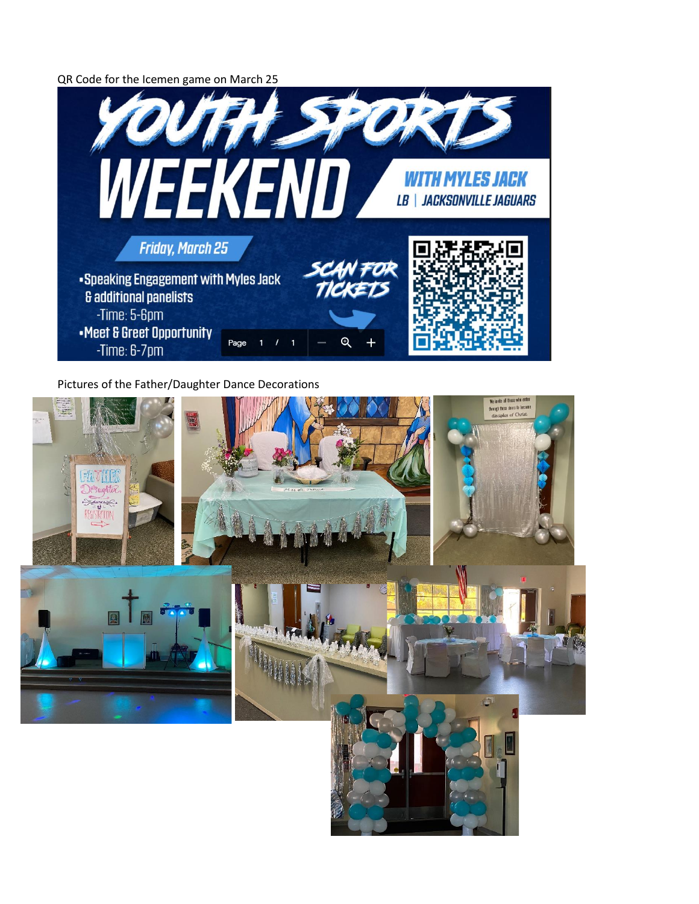QR Code for the Icemen game on March 25

# YOUTH SPORTS WEEKEND

**WITH MYLES JACK**
LB | JACKSONVILLE JAGUARS

**Friday, March 25**

- Speaking Engagement with Myles Jack & additional panelists
  - Time: 5-6pm
- Meet & Greet Opportunity
  - Time: 6-7pm

SCAN FOR TICKETS

Pictures of the Father/Daughter Dance Decorations